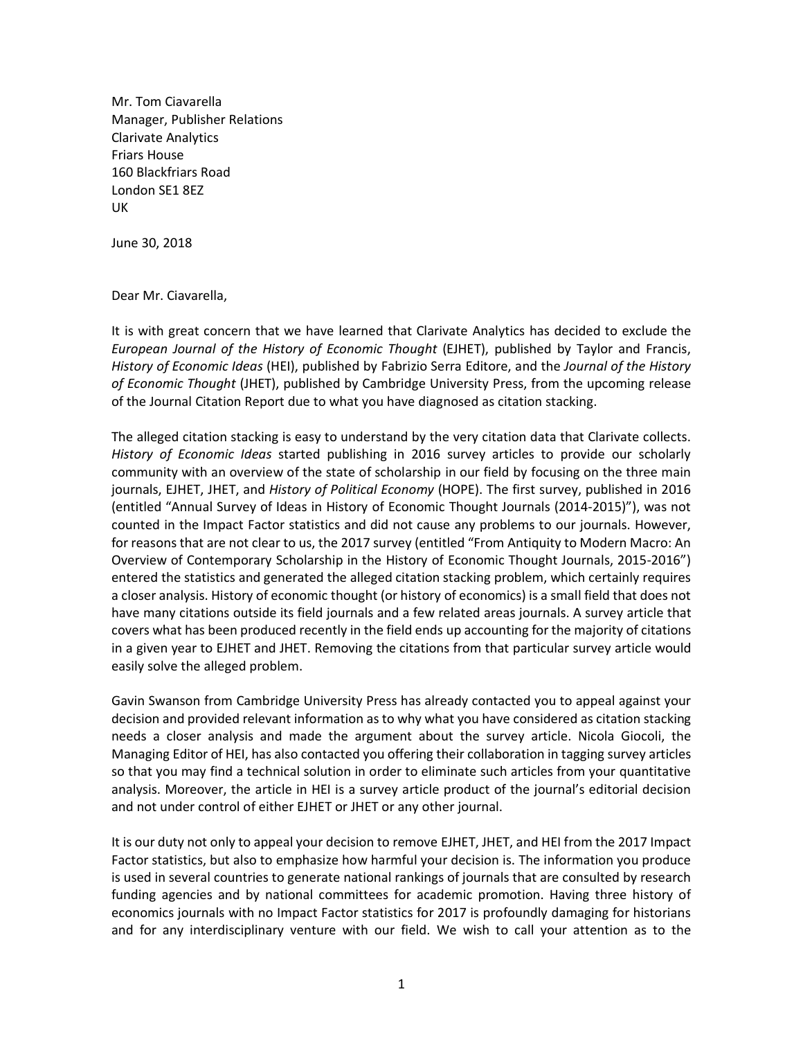Mr. Tom Ciavarella
Manager, Publisher Relations
Clarivate Analytics
Friars House
160 Blackfriars Road
London SE1 8EZ
UK

June 30, 2018

Dear Mr. Ciavarella,

It is with great concern that we have learned that Clarivate Analytics has decided to exclude the *European Journal of the History of Economic Thought* (EJHET), published by Taylor and Francis, *History of Economic Ideas* (HEI), published by Fabrizio Serra Editore, and the *Journal of the History of Economic Thought* (JHET), published by Cambridge University Press, from the upcoming release of the Journal Citation Report due to what you have diagnosed as citation stacking.

The alleged citation stacking is easy to understand by the very citation data that Clarivate collects. *History of Economic Ideas* started publishing in 2016 survey articles to provide our scholarly community with an overview of the state of scholarship in our field by focusing on the three main journals, EJHET, JHET, and *History of Political Economy* (HOPE). The first survey, published in 2016 (entitled "Annual Survey of Ideas in History of Economic Thought Journals (2014-2015)"), was not counted in the Impact Factor statistics and did not cause any problems to our journals. However, for reasons that are not clear to us, the 2017 survey (entitled "From Antiquity to Modern Macro: An Overview of Contemporary Scholarship in the History of Economic Thought Journals, 2015-2016") entered the statistics and generated the alleged citation stacking problem, which certainly requires a closer analysis. History of economic thought (or history of economics) is a small field that does not have many citations outside its field journals and a few related areas journals. A survey article that covers what has been produced recently in the field ends up accounting for the majority of citations in a given year to EJHET and JHET. Removing the citations from that particular survey article would easily solve the alleged problem.

Gavin Swanson from Cambridge University Press has already contacted you to appeal against your decision and provided relevant information as to why what you have considered as citation stacking needs a closer analysis and made the argument about the survey article. Nicola Giocoli, the Managing Editor of HEI, has also contacted you offering their collaboration in tagging survey articles so that you may find a technical solution in order to eliminate such articles from your quantitative analysis. Moreover, the article in HEI is a survey article product of the journal's editorial decision and not under control of either EJHET or JHET or any other journal.

It is our duty not only to appeal your decision to remove EJHET, JHET, and HEI from the 2017 Impact Factor statistics, but also to emphasize how harmful your decision is. The information you produce is used in several countries to generate national rankings of journals that are consulted by research funding agencies and by national committees for academic promotion. Having three history of economics journals with no Impact Factor statistics for 2017 is profoundly damaging for historians and for any interdisciplinary venture with our field. We wish to call your attention as to the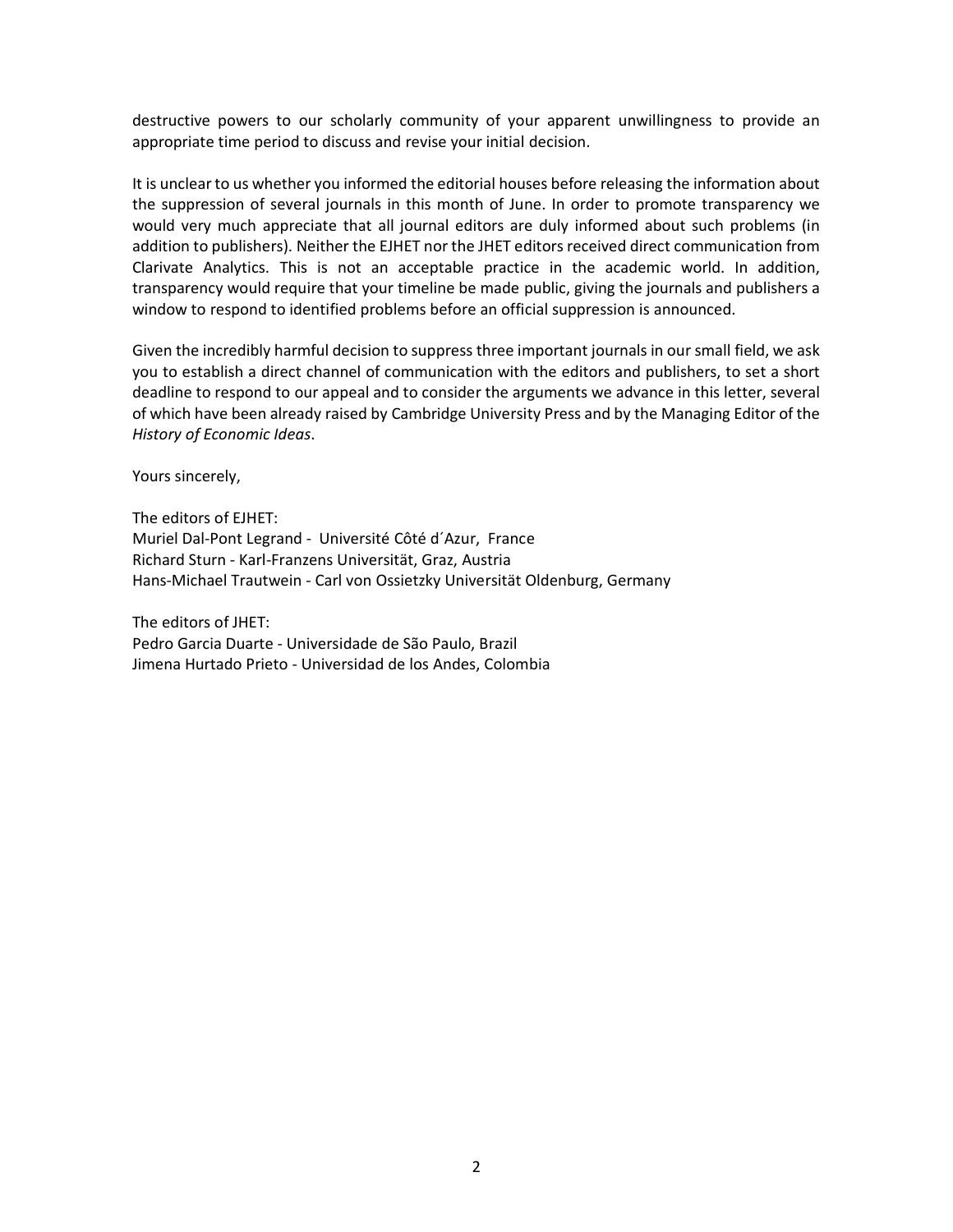destructive powers to our scholarly community of your apparent unwillingness to provide an appropriate time period to discuss and revise your initial decision.

It is unclear to us whether you informed the editorial houses before releasing the information about the suppression of several journals in this month of June. In order to promote transparency we would very much appreciate that all journal editors are duly informed about such problems (in addition to publishers). Neither the EJHET nor the JHET editors received direct communication from Clarivate Analytics. This is not an acceptable practice in the academic world. In addition, transparency would require that your timeline be made public, giving the journals and publishers a window to respond to identified problems before an official suppression is announced.

Given the incredibly harmful decision to suppress three important journals in our small field, we ask you to establish a direct channel of communication with the editors and publishers, to set a short deadline to respond to our appeal and to consider the arguments we advance in this letter, several of which have been already raised by Cambridge University Press and by the Managing Editor of the *History of Economic Ideas*.

Yours sincerely,

The editors of EJHET:
Muriel Dal-Pont Legrand - Université Côté d´Azur, France
Richard Sturn - Karl-Franzens Universität, Graz, Austria
Hans-Michael Trautwein - Carl von Ossietzky Universität Oldenburg, Germany

The editors of JHET:
Pedro Garcia Duarte - Universidade de São Paulo, Brazil
Jimena Hurtado Prieto - Universidad de los Andes, Colombia